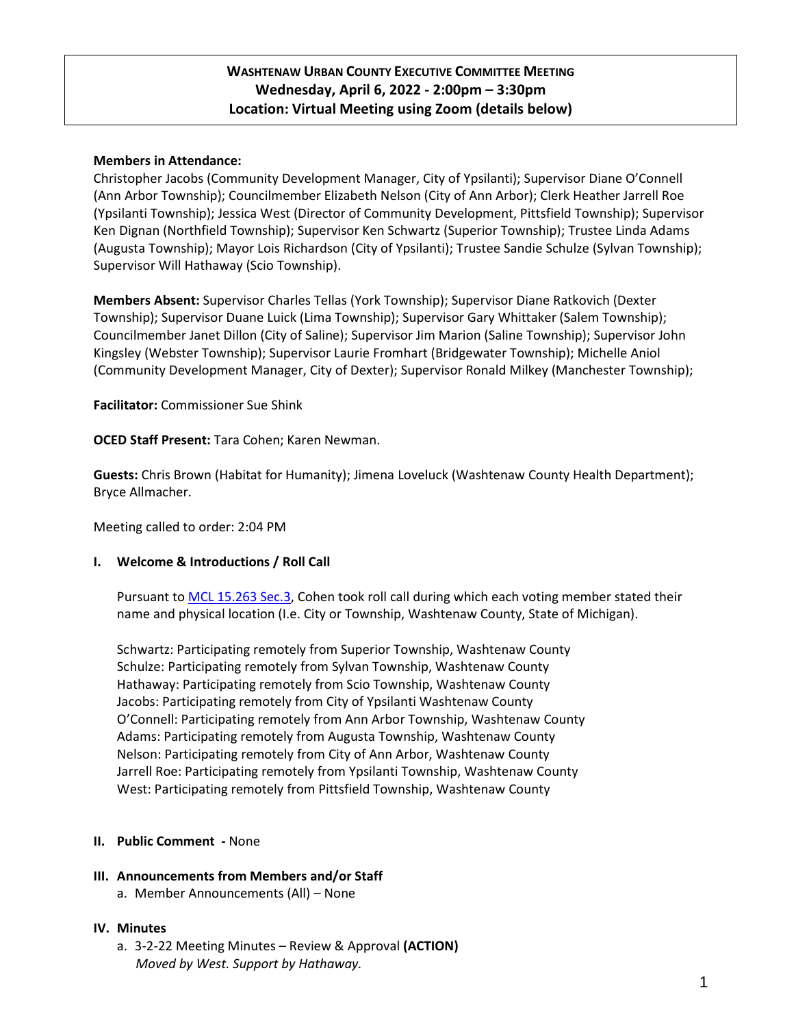# WASHTENAW URBAN COUNTY EXECUTIVE COMMITTEE MEETING
## Wednesday, April 6, 2022 - 2:00pm – 3:30pm
## Location: Virtual Meeting using Zoom (details below)

**Members in Attendance:**
Christopher Jacobs (Community Development Manager, City of Ypsilanti); Supervisor Diane O'Connell (Ann Arbor Township); Councilmember Elizabeth Nelson (City of Ann Arbor); Clerk Heather Jarrell Roe (Ypsilanti Township); Jessica West (Director of Community Development, Pittsfield Township); Supervisor Ken Dignan (Northfield Township); Supervisor Ken Schwartz (Superior Township); Trustee Linda Adams (Augusta Township); Mayor Lois Richardson (City of Ypsilanti); Trustee Sandie Schulze (Sylvan Township); Supervisor Will Hathaway (Scio Township).

**Members Absent:** Supervisor Charles Tellas (York Township); Supervisor Diane Ratkovich (Dexter Township); Supervisor Duane Luick (Lima Township); Supervisor Gary Whittaker (Salem Township); Councilmember Janet Dillon (City of Saline); Supervisor Jim Marion (Saline Township); Supervisor John Kingsley (Webster Township); Supervisor Laurie Fromhart (Bridgewater Township); Michelle Aniol (Community Development Manager, City of Dexter); Supervisor Ronald Milkey (Manchester Township);

**Facilitator:** Commissioner Sue Shink

**OCED Staff Present:** Tara Cohen; Karen Newman.

**Guests:** Chris Brown (Habitat for Humanity); Jimena Loveluck (Washtenaw County Health Department); Bryce Allmacher.

Meeting called to order: 2:04 PM

### I. Welcome & Introductions / Roll Call

Pursuant to MCL 15.263 Sec.3, Cohen took roll call during which each voting member stated their name and physical location (I.e. City or Township, Washtenaw County, State of Michigan).

Schwartz: Participating remotely from Superior Township, Washtenaw County
Schulze: Participating remotely from Sylvan Township, Washtenaw County
Hathaway: Participating remotely from Scio Township, Washtenaw County
Jacobs: Participating remotely from City of Ypsilanti Washtenaw County
O'Connell: Participating remotely from Ann Arbor Township, Washtenaw County
Adams: Participating remotely from Augusta Township, Washtenaw County
Nelson: Participating remotely from City of Ann Arbor, Washtenaw County
Jarrell Roe: Participating remotely from Ypsilanti Township, Washtenaw County
West: Participating remotely from Pittsfield Township, Washtenaw County

### II. Public Comment - None

### III. Announcements from Members and/or Staff

a. Member Announcements (All) – None

### IV. Minutes

a. 3-2-22 Meeting Minutes – Review & Approval **(ACTION)**
*Moved by West. Support by Hathaway.*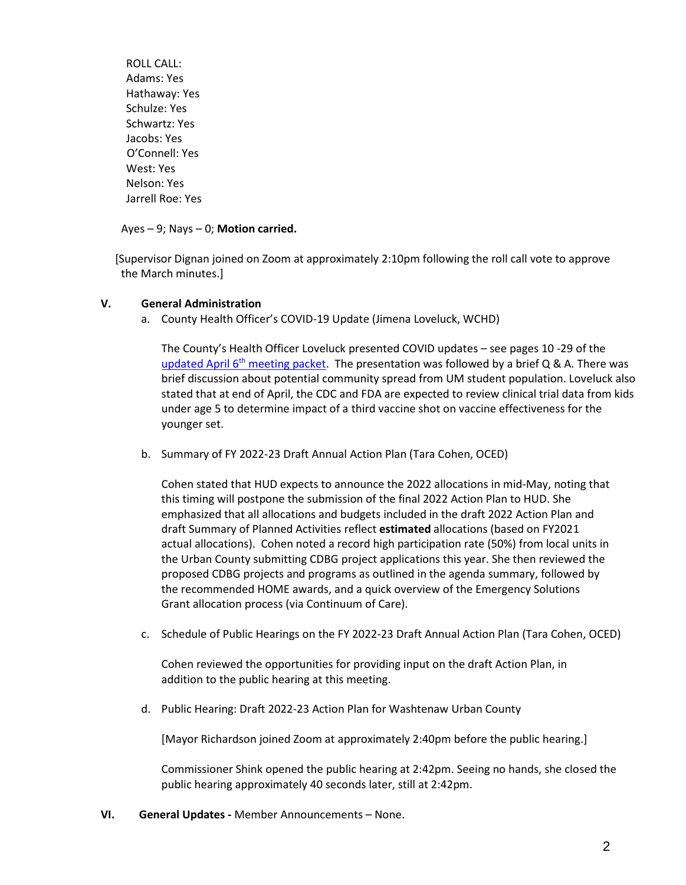ROLL CALL:
Adams: Yes
Hathaway: Yes
Schulze: Yes
Schwartz: Yes
Jacobs: Yes
O'Connell: Yes
West: Yes
Nelson: Yes
Jarrell Roe: Yes

Ayes – 9; Nays – 0; **Motion carried.**

[Supervisor Dignan joined on Zoom at approximately 2:10pm following the roll call vote to approve the March minutes.]

## V. General Administration

a. County Health Officer's COVID-19 Update (Jimena Loveluck, WCHD)

The County's Health Officer Loveluck presented COVID updates – see pages 10 -29 of the updated April 6th meeting packet. The presentation was followed by a brief Q & A. There was brief discussion about potential community spread from UM student population. Loveluck also stated that at end of April, the CDC and FDA are expected to review clinical trial data from kids under age 5 to determine impact of a third vaccine shot on vaccine effectiveness for the younger set.

b. Summary of FY 2022-23 Draft Annual Action Plan (Tara Cohen, OCED)

Cohen stated that HUD expects to announce the 2022 allocations in mid-May, noting that this timing will postpone the submission of the final 2022 Action Plan to HUD. She emphasized that all allocations and budgets included in the draft 2022 Action Plan and draft Summary of Planned Activities reflect **estimated** allocations (based on FY2021 actual allocations). Cohen noted a record high participation rate (50%) from local units in the Urban County submitting CDBG project applications this year. She then reviewed the proposed CDBG projects and programs as outlined in the agenda summary, followed by the recommended HOME awards, and a quick overview of the Emergency Solutions Grant allocation process (via Continuum of Care).

c. Schedule of Public Hearings on the FY 2022-23 Draft Annual Action Plan (Tara Cohen, OCED)

Cohen reviewed the opportunities for providing input on the draft Action Plan, in addition to the public hearing at this meeting.

d. Public Hearing: Draft 2022-23 Action Plan for Washtenaw Urban County

[Mayor Richardson joined Zoom at approximately 2:40pm before the public hearing.]

Commissioner Shink opened the public hearing at 2:42pm. Seeing no hands, she closed the public hearing approximately 40 seconds later, still at 2:42pm.

## VI. General Updates - Member Announcements – None.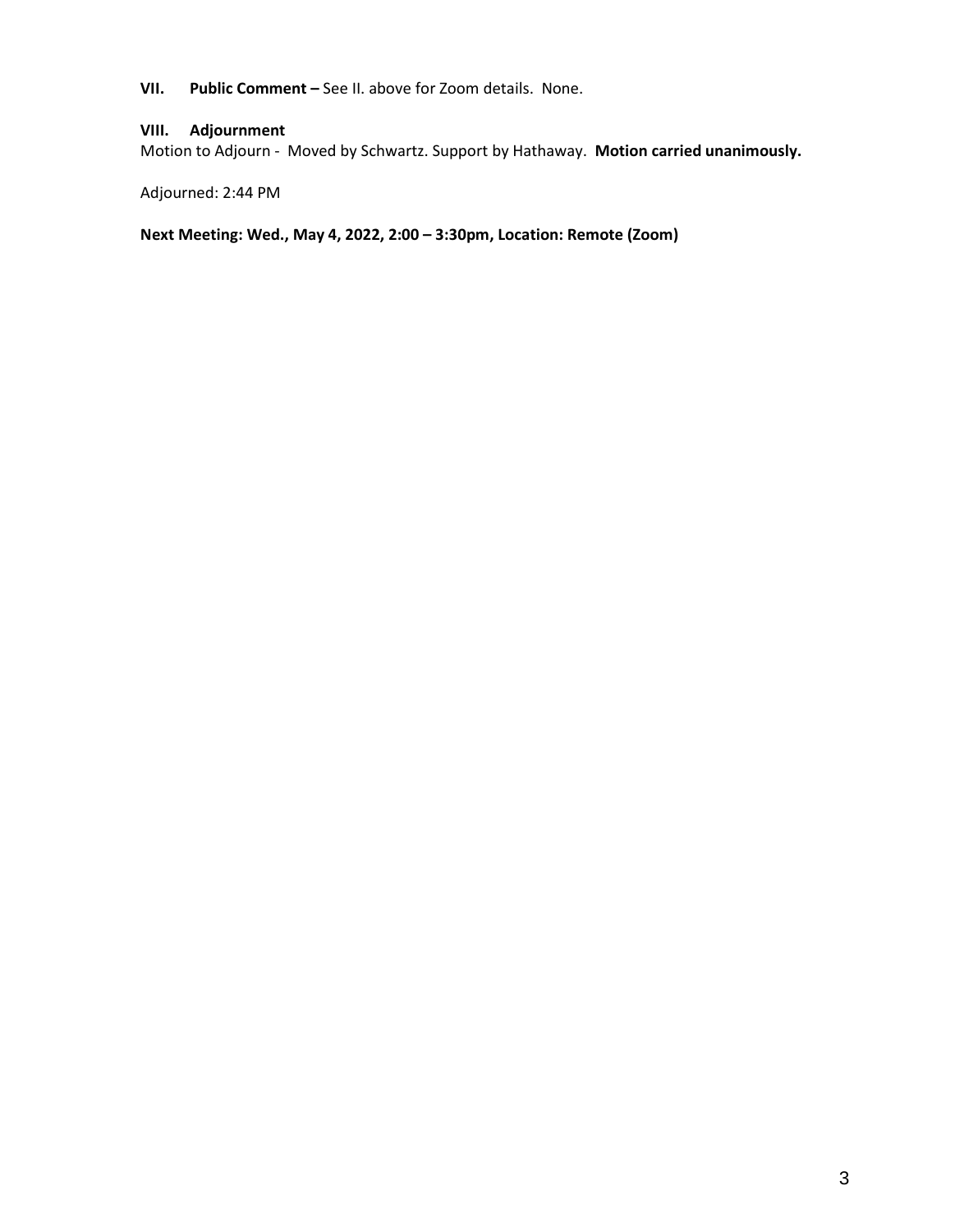**VII. Public Comment –** See II. above for Zoom details. None.

**VIII. Adjournment**

Motion to Adjourn - Moved by Schwartz. Support by Hathaway. **Motion carried unanimously.**

Adjourned: 2:44 PM

**Next Meeting: Wed., May 4, 2022, 2:00 – 3:30pm, Location: Remote (Zoom)**